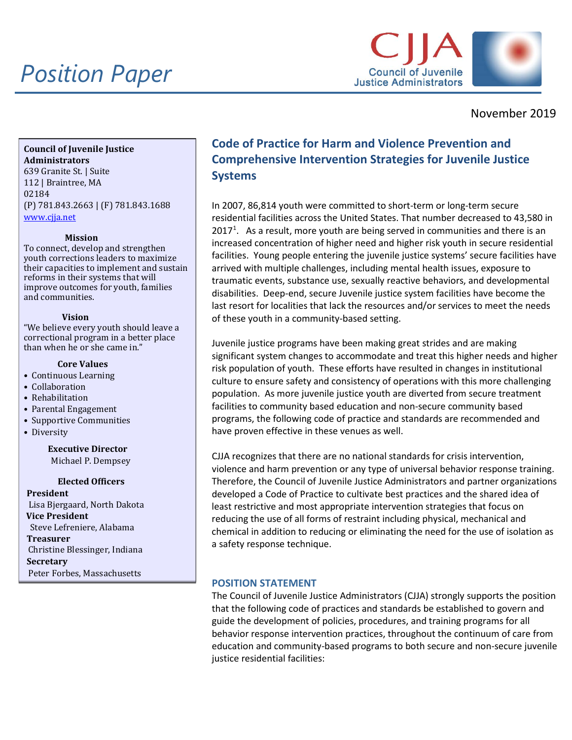# Position Paper

CJJA Council of Juvenile Justice Administrators

November 2019

**Council of Juvenile Justice Administrators**
639 Granite St. | Suite 112 | Braintree, MA 02184
(P) 781.843.2663 | (F) 781.843.1688
www.cjja.net

**Mission**
To connect, develop and strengthen youth corrections leaders to maximize their capacities to implement and sustain reforms in their systems that will improve outcomes for youth, families and communities.

**Vision**
"We believe every youth should leave a correctional program in a better place than when he or she came in."

**Core Values**
- Continuous Learning
- Collaboration
- Rehabilitation
- Parental Engagement
- Supportive Communities
- Diversity

**Executive Director**
Michael P. Dempsey

**Elected Officers**
**President**
Lisa Bjergaard, North Dakota
**Vice President**
Steve Lefreniere, Alabama
**Treasurer**
Christine Blessinger, Indiana
**Secretary**
Peter Forbes, Massachusetts

## Code of Practice for Harm and Violence Prevention and Comprehensive Intervention Strategies for Juvenile Justice Systems

In 2007, 86,814 youth were committed to short-term or long-term secure residential facilities across the United States. That number decreased to 43,580 in 2017[1]. As a result, more youth are being served in communities and there is an increased concentration of higher need and higher risk youth in secure residential facilities. Young people entering the juvenile justice systems' secure facilities have arrived with multiple challenges, including mental health issues, exposure to traumatic events, substance use, sexually reactive behaviors, and developmental disabilities. Deep-end, secure Juvenile justice system facilities have become the last resort for localities that lack the resources and/or services to meet the needs of these youth in a community-based setting.

Juvenile justice programs have been making great strides and are making significant system changes to accommodate and treat this higher needs and higher risk population of youth. These efforts have resulted in changes in institutional culture to ensure safety and consistency of operations with this more challenging population. As more juvenile justice youth are diverted from secure treatment facilities to community based education and non-secure community based programs, the following code of practice and standards are recommended and have proven effective in these venues as well.

CJJA recognizes that there are no national standards for crisis intervention, violence and harm prevention or any type of universal behavior response training. Therefore, the Council of Juvenile Justice Administrators and partner organizations developed a Code of Practice to cultivate best practices and the shared idea of least restrictive and most appropriate intervention strategies that focus on reducing the use of all forms of restraint including physical, mechanical and chemical in addition to reducing or eliminating the need for the use of isolation as a safety response technique.

### POSITION STATEMENT

The Council of Juvenile Justice Administrators (CJJA) strongly supports the position that the following code of practices and standards be established to govern and guide the development of policies, procedures, and training programs for all behavior response intervention practices, throughout the continuum of care from education and community-based programs to both secure and non-secure juvenile justice residential facilities: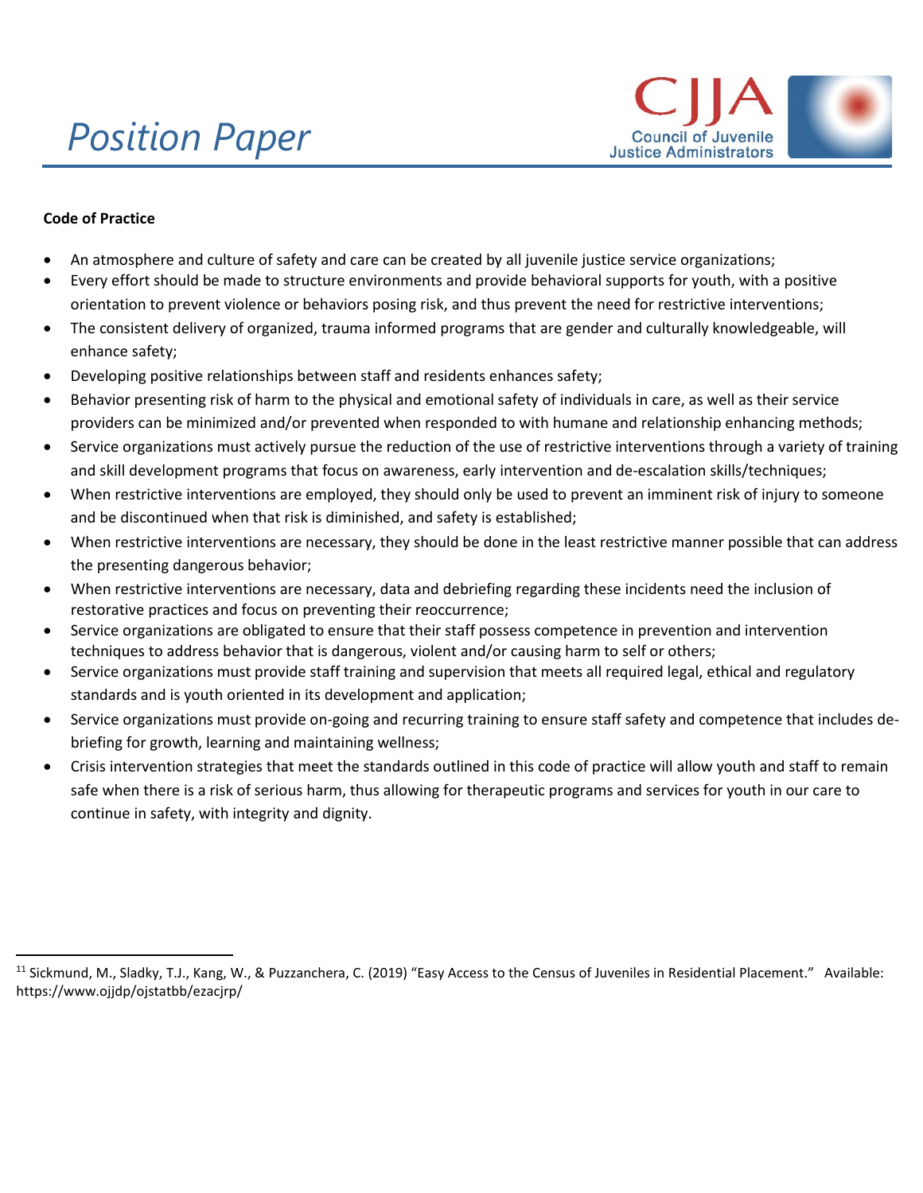**Code of Practice**

- An atmosphere and culture of safety and care can be created by all juvenile justice service organizations;
- Every effort should be made to structure environments and provide behavioral supports for youth, with a positive orientation to prevent violence or behaviors posing risk, and thus prevent the need for restrictive interventions;
- The consistent delivery of organized, trauma informed programs that are gender and culturally knowledgeable, will enhance safety;
- Developing positive relationships between staff and residents enhances safety;
- Behavior presenting risk of harm to the physical and emotional safety of individuals in care, as well as their service providers can be minimized and/or prevented when responded to with humane and relationship enhancing methods;
- Service organizations must actively pursue the reduction of the use of restrictive interventions through a variety of training and skill development programs that focus on awareness, early intervention and de-escalation skills/techniques;
- When restrictive interventions are employed, they should only be used to prevent an imminent risk of injury to someone and be discontinued when that risk is diminished, and safety is established;
- When restrictive interventions are necessary, they should be done in the least restrictive manner possible that can address the presenting dangerous behavior;
- When restrictive interventions are necessary, data and debriefing regarding these incidents need the inclusion of restorative practices and focus on preventing their reoccurrence;
- Service organizations are obligated to ensure that their staff possess competence in prevention and intervention techniques to address behavior that is dangerous, violent and/or causing harm to self or others;
- Service organizations must provide staff training and supervision that meets all required legal, ethical and regulatory standards and is youth oriented in its development and application;
- Service organizations must provide on-going and recurring training to ensure staff safety and competence that includes de-briefing for growth, learning and maintaining wellness;
- Crisis intervention strategies that meet the standards outlined in this code of practice will allow youth and staff to remain safe when there is a risk of serious harm, thus allowing for therapeutic programs and services for youth in our care to continue in safety, with integrity and dignity.

[11] Sickmund, M., Sladky, T.J., Kang, W., & Puzzanchera, C. (2019) "Easy Access to the Census of Juveniles in Residential Placement." Available: https://www.ojjdp/ojstatbb/ezacjrp/